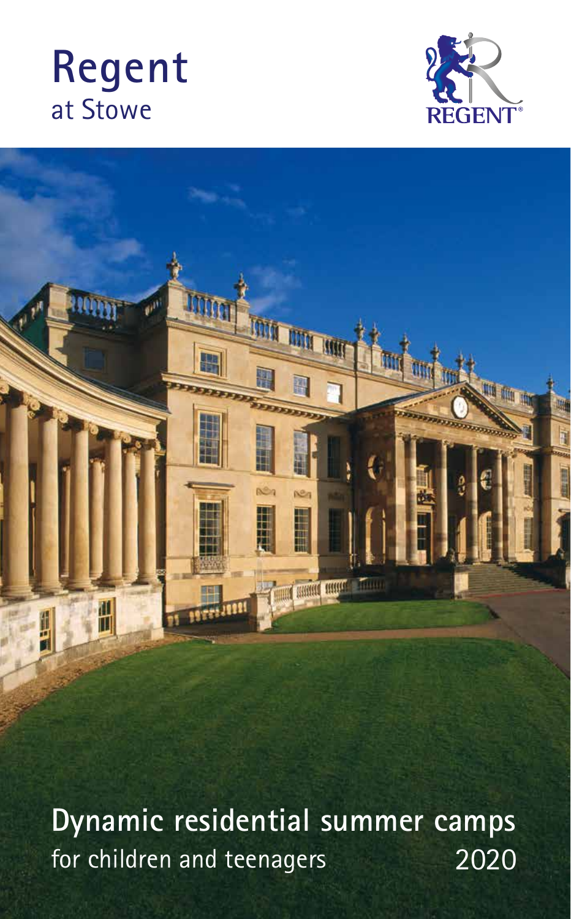# Regent
at Stowe

REGENT®

## Dynamic residential summer camps
for children and teenagers 2020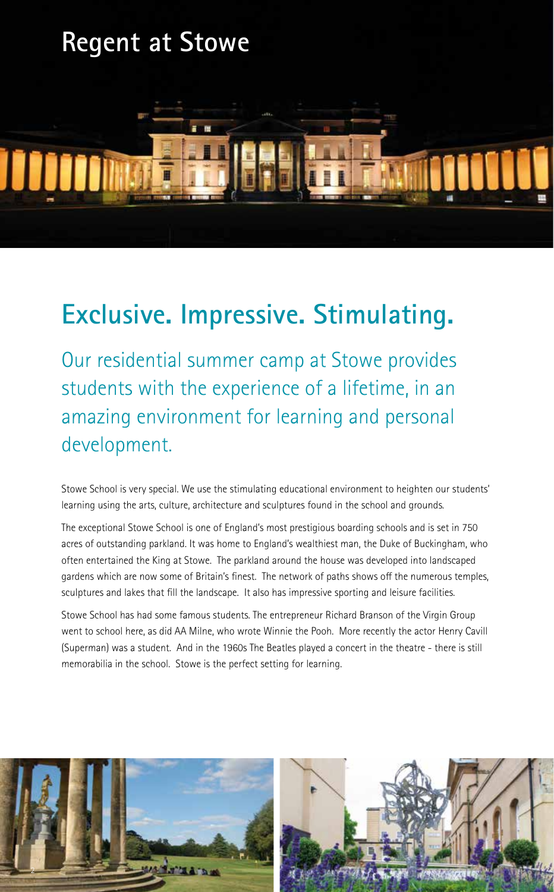# Regent at Stowe

## Exclusive. Impressive. Stimulating.

Our residential summer camp at Stowe provides students with the experience of a lifetime, in an amazing environment for learning and personal development.

Stowe School is very special. We use the stimulating educational environment to heighten our students' learning using the arts, culture, architecture and sculptures found in the school and grounds.

The exceptional Stowe School is one of England's most prestigious boarding schools and is set in 750 acres of outstanding parkland. It was home to England's wealthiest man, the Duke of Buckingham, who often entertained the King at Stowe. The parkland around the house was developed into landscaped gardens which are now some of Britain's finest. The network of paths shows off the numerous temples, sculptures and lakes that fill the landscape. It also has impressive sporting and leisure facilities.

Stowe School has had some famous students. The entrepreneur Richard Branson of the Virgin Group went to school here, as did AA Milne, who wrote Winnie the Pooh. More recently the actor Henry Cavill (Superman) was a student. And in the 1960s The Beatles played a concert in the theatre - there is still memorabilia in the school. Stowe is the perfect setting for learning.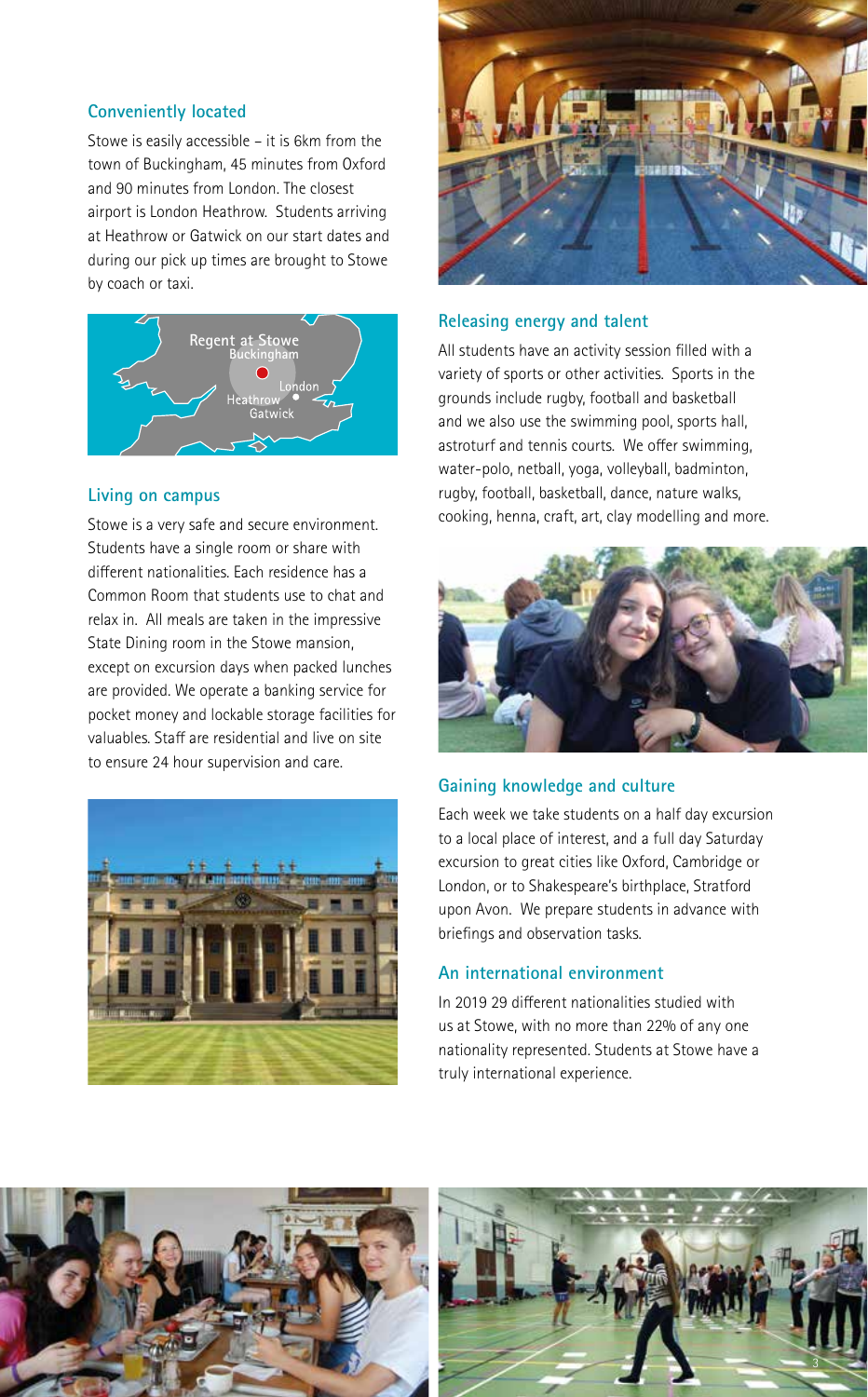## Conveniently located

Stowe is easily accessible – it is 6km from the town of Buckingham, 45 minutes from Oxford and 90 minutes from London. The closest airport is London Heathrow. Students arriving at Heathrow or Gatwick on our start dates and during our pick up times are brought to Stowe by coach or taxi.

Regent at Stowe
Buckingham
London
Heathrow
Gatwick

## Living on campus

Stowe is a very safe and secure environment. Students have a single room or share with different nationalities. Each residence has a Common Room that students use to chat and relax in. All meals are taken in the impressive State Dining room in the Stowe mansion, except on excursion days when packed lunches are provided. We operate a banking service for pocket money and lockable storage facilities for valuables. Staff are residential and live on site to ensure 24 hour supervision and care.

## Releasing energy and talent

All students have an activity session filled with a variety of sports or other activities. Sports in the grounds include rugby, football and basketball and we also use the swimming pool, sports hall, astroturf and tennis courts. We offer swimming, water-polo, netball, yoga, volleyball, badminton, rugby, football, basketball, dance, nature walks, cooking, henna, craft, art, clay modelling and more.

## Gaining knowledge and culture

Each week we take students on a half day excursion to a local place of interest, and a full day Saturday excursion to great cities like Oxford, Cambridge or London, or to Shakespeare's birthplace, Stratford upon Avon. We prepare students in advance with briefings and observation tasks.

## An international environment

In 2019 29 different nationalities studied with us at Stowe, with no more than 22% of any one nationality represented. Students at Stowe have a truly international experience.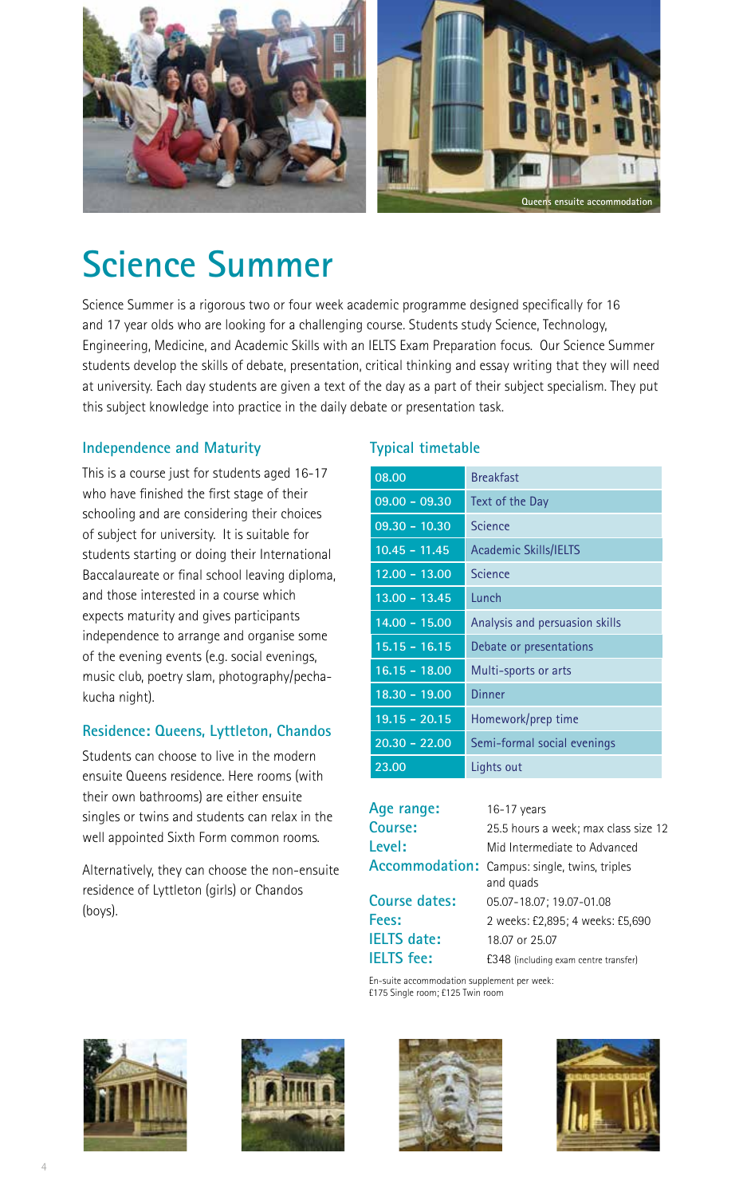Queens ensuite accommodation

# Science Summer

Science Summer is a rigorous two or four week academic programme designed specifically for 16 and 17 year olds who are looking for a challenging course. Students study Science, Technology, Engineering, Medicine, and Academic Skills with an IELTS Exam Preparation focus. Our Science Summer students develop the skills of debate, presentation, critical thinking and essay writing that they will need at university. Each day students are given a text of the day as a part of their subject specialism. They put this subject knowledge into practice in the daily debate or presentation task.

## Independence and Maturity

This is a course just for students aged 16-17 who have finished the first stage of their schooling and are considering their choices of subject for university. It is suitable for students starting or doing their International Baccalaureate or final school leaving diploma, and those interested in a course which expects maturity and gives participants independence to arrange and organise some of the evening events (e.g. social evenings, music club, poetry slam, photography/pecha-kucha night).

## Residence: Queens, Lyttleton, Chandos

Students can choose to live in the modern ensuite Queens residence. Here rooms (with their own bathrooms) are either ensuite singles or twins and students can relax in the well appointed Sixth Form common rooms.

Alternatively, they can choose the non-ensuite residence of Lyttleton (girls) or Chandos (boys).

## Typical timetable

| Time | Activity |
|---|---|
| 08.00 | Breakfast |
| 09.00 – 09.30 | Text of the Day |
| 09.30 – 10.30 | Science |
| 10.45 – 11.45 | Academic Skills/IELTS |
| 12.00 – 13.00 | Science |
| 13.00 – 13.45 | Lunch |
| 14.00 – 15.00 | Analysis and persuasion skills |
| 15.15 – 16.15 | Debate or presentations |
| 16.15 – 18.00 | Multi-sports or arts |
| 18.30 – 19.00 | Dinner |
| 19.15 – 20.15 | Homework/prep time |
| 20.30 – 22.00 | Semi-formal social evenings |
| 23.00 | Lights out |

**Age range:** 16-17 years
**Course:** 25.5 hours a week; max class size 12
**Level:** Mid Intermediate to Advanced
**Accommodation:** Campus: single, twins, triples and quads
**Course dates:** 05.07-18.07; 19.07-01.08
**Fees:** 2 weeks: £2,895; 4 weeks: £5,690
**IELTS date:** 18.07 or 25.07
**IELTS fee:** £348 (including exam centre transfer)

En-suite accommodation supplement per week:
£175 Single room; £125 Twin room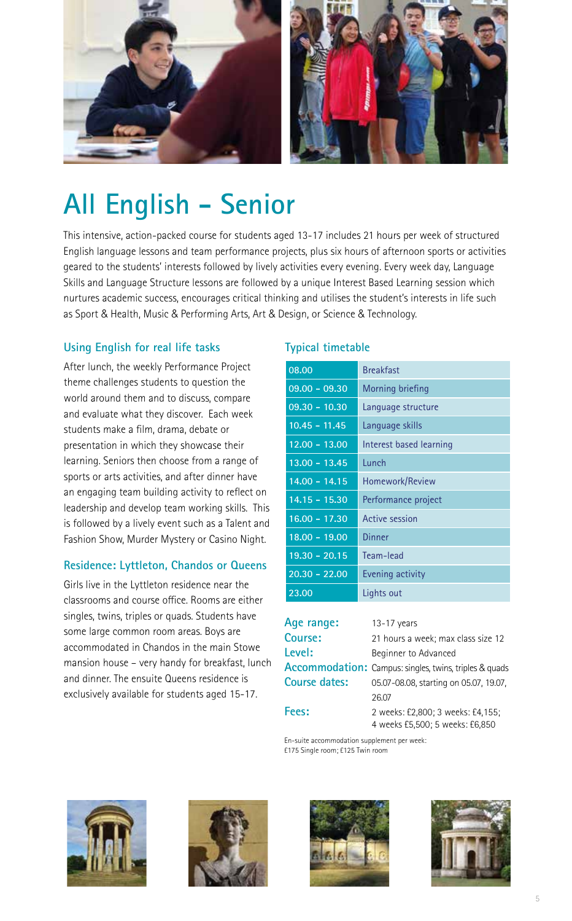# All English – Senior

This intensive, action-packed course for students aged 13-17 includes 21 hours per week of structured English language lessons and team performance projects, plus six hours of afternoon sports or activities geared to the students' interests followed by lively activities every evening. Every week day, Language Skills and Language Structure lessons are followed by a unique Interest Based Learning session which nurtures academic success, encourages critical thinking and utilises the student's interests in life such as Sport & Health, Music & Performing Arts, Art & Design, or Science & Technology.

## Using English for real life tasks

After lunch, the weekly Performance Project theme challenges students to question the world around them and to discuss, compare and evaluate what they discover. Each week students make a film, drama, debate or presentation in which they showcase their learning. Seniors then choose from a range of sports or arts activities, and after dinner have an engaging team building activity to reflect on leadership and develop team working skills. This is followed by a lively event such as a Talent and Fashion Show, Murder Mystery or Casino Night.

## Residence: Lyttleton, Chandos or Queens

Girls live in the Lyttleton residence near the classrooms and course office. Rooms are either singles, twins, triples or quads. Students have some large common room areas. Boys are accommodated in Chandos in the main Stowe mansion house – very handy for breakfast, lunch and dinner. The ensuite Queens residence is exclusively available for students aged 15-17.

## Typical timetable

| Time | Activity |
|---|---|
| 08.00 | Breakfast |
| 09.00 – 09.30 | Morning briefing |
| 09.30 – 10.30 | Language structure |
| 10.45 – 11.45 | Language skills |
| 12.00 – 13.00 | Interest based learning |
| 13.00 – 13.45 | Lunch |
| 14.00 – 14.15 | Homework/Review |
| 14.15 – 15.30 | Performance project |
| 16.00 – 17.30 | Active session |
| 18.00 – 19.00 | Dinner |
| 19.30 – 20.15 | Team-lead |
| 20.30 – 22.00 | Evening activity |
| 23.00 | Lights out |

**Age range:** 13-17 years

**Course:** 21 hours a week; max class size 12

**Level:** Beginner to Advanced

**Accommodation:** Campus: singles, twins, triples & quads

**Course dates:** 05.07-08.08, starting on 05.07, 19.07, 26.07

**Fees:** 2 weeks: £2,800; 3 weeks: £4,155; 4 weeks £5,500; 5 weeks: £6,850

En-suite accommodation supplement per week:
£175 Single room; £125 Twin room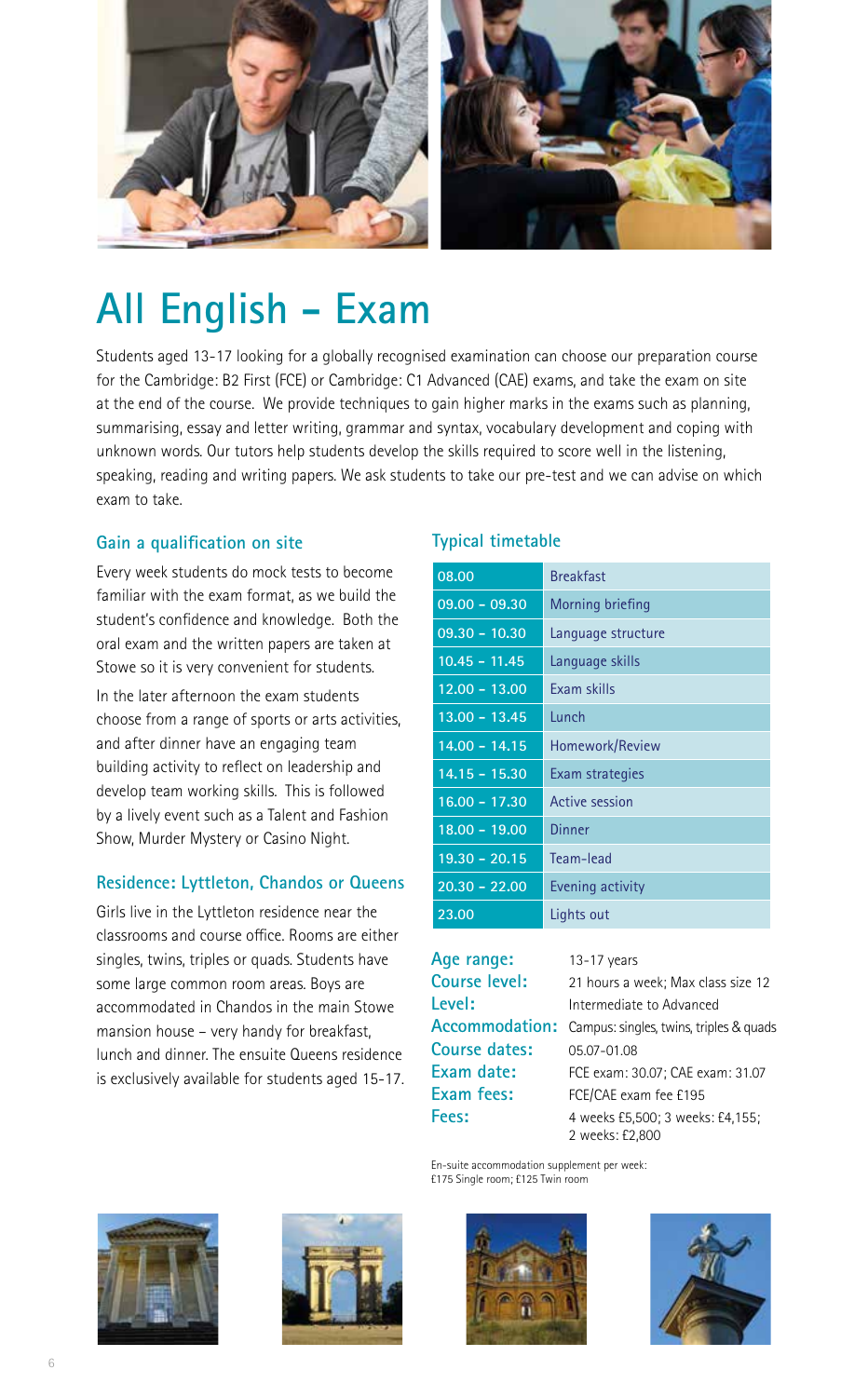# All English – Exam

Students aged 13-17 looking for a globally recognised examination can choose our preparation course for the Cambridge: B2 First (FCE) or Cambridge: C1 Advanced (CAE) exams, and take the exam on site at the end of the course. We provide techniques to gain higher marks in the exams such as planning, summarising, essay and letter writing, grammar and syntax, vocabulary development and coping with unknown words. Our tutors help students develop the skills required to score well in the listening, speaking, reading and writing papers. We ask students to take our pre-test and we can advise on which exam to take.

## Gain a qualification on site

Every week students do mock tests to become familiar with the exam format, as we build the student's confidence and knowledge. Both the oral exam and the written papers are taken at Stowe so it is very convenient for students.

In the later afternoon the exam students choose from a range of sports or arts activities, and after dinner have an engaging team building activity to reflect on leadership and develop team working skills. This is followed by a lively event such as a Talent and Fashion Show, Murder Mystery or Casino Night.

## Residence: Lyttleton, Chandos or Queens

Girls live in the Lyttleton residence near the classrooms and course office. Rooms are either singles, twins, triples or quads. Students have some large common room areas. Boys are accommodated in Chandos in the main Stowe mansion house – very handy for breakfast, lunch and dinner. The ensuite Queens residence is exclusively available for students aged 15-17.

## Typical timetable

| Time | Activity |
|---|---|
| 08.00 | Breakfast |
| 09.00 – 09.30 | Morning briefing |
| 09.30 – 10.30 | Language structure |
| 10.45 – 11.45 | Language skills |
| 12.00 – 13.00 | Exam skills |
| 13.00 – 13.45 | Lunch |
| 14.00 – 14.15 | Homework/Review |
| 14.15 – 15.30 | Exam strategies |
| 16.00 – 17.30 | Active session |
| 18.00 – 19.00 | Dinner |
| 19.30 – 20.15 | Team-lead |
| 20.30 – 22.00 | Evening activity |
| 23.00 | Lights out |

**Age range:** 13-17 years
**Course level:** 21 hours a week; Max class size 12
**Level:** Intermediate to Advanced
**Accommodation:** Campus: singles, twins, triples & quads
**Course dates:** 05.07-01.08
**Exam date:** FCE exam: 30.07; CAE exam: 31.07
**Exam fees:** FCE/CAE exam fee £195
**Fees:** 4 weeks £5,500; 3 weeks: £4,155; 2 weeks: £2,800

En-suite accommodation supplement per week:
£175 Single room; £125 Twin room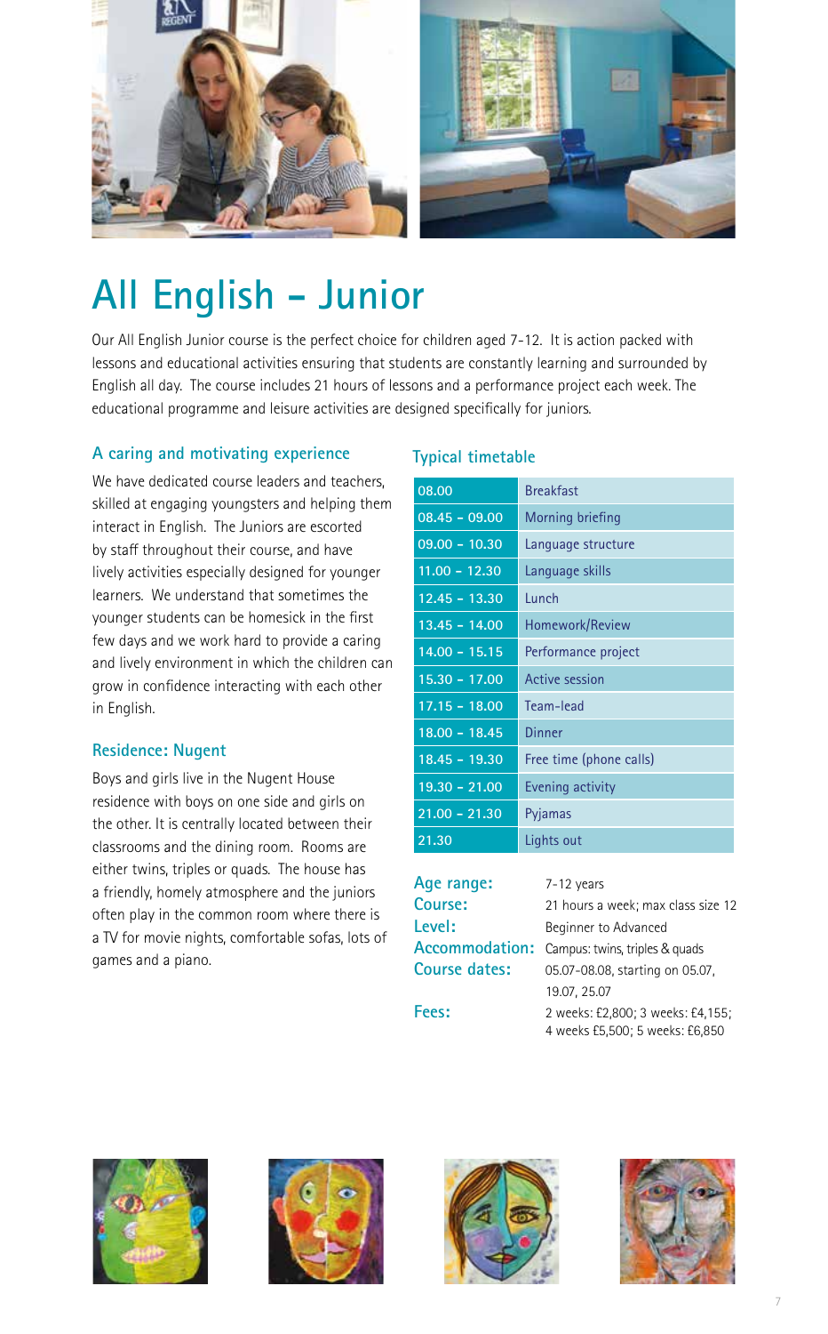# All English – Junior

Our All English Junior course is the perfect choice for children aged 7-12. It is action packed with lessons and educational activities ensuring that students are constantly learning and surrounded by English all day. The course includes 21 hours of lessons and a performance project each week. The educational programme and leisure activities are designed specifically for juniors.

## A caring and motivating experience

We have dedicated course leaders and teachers, skilled at engaging youngsters and helping them interact in English. The Juniors are escorted by staff throughout their course, and have lively activities especially designed for younger learners. We understand that sometimes the younger students can be homesick in the first few days and we work hard to provide a caring and lively environment in which the children can grow in confidence interacting with each other in English.

## Residence: Nugent

Boys and girls live in the Nugent House residence with boys on one side and girls on the other. It is centrally located between their classrooms and the dining room. Rooms are either twins, triples or quads. The house has a friendly, homely atmosphere and the juniors often play in the common room where there is a TV for movie nights, comfortable sofas, lots of games and a piano.

## Typical timetable

| Time | Activity |
|---|---|
| 08.00 | Breakfast |
| 08.45 – 09.00 | Morning briefing |
| 09.00 – 10.30 | Language structure |
| 11.00 – 12.30 | Language skills |
| 12.45 – 13.30 | Lunch |
| 13.45 – 14.00 | Homework/Review |
| 14.00 – 15.15 | Performance project |
| 15.30 – 17.00 | Active session |
| 17.15 – 18.00 | Team-lead |
| 18.00 – 18.45 | Dinner |
| 18.45 – 19.30 | Free time (phone calls) |
| 19.30 – 21.00 | Evening activity |
| 21.00 – 21.30 | Pyjamas |
| 21.30 | Lights out |

**Age range:** 7-12 years

**Course:** 21 hours a week; max class size 12

**Level:** Beginner to Advanced

**Accommodation:** Campus: twins, triples & quads

**Course dates:** 05.07-08.08, starting on 05.07, 19.07, 25.07

**Fees:** 2 weeks: £2,800; 3 weeks: £4,155; 4 weeks £5,500; 5 weeks: £6,850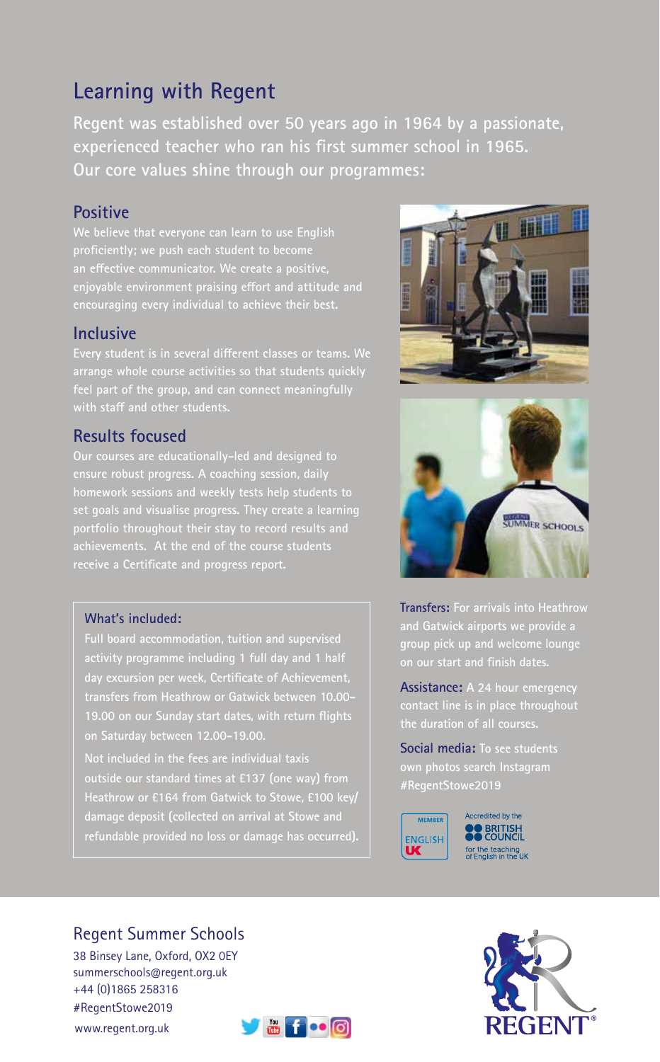# Learning with Regent

Regent was established over 50 years ago in 1964 by a passionate, experienced teacher who ran his first summer school in 1965. Our core values shine through our programmes:

## Positive

We believe that everyone can learn to use English proficiently; we push each student to become an effective communicator. We create a positive, enjoyable environment praising effort and attitude and encouraging every individual to achieve their best.

## Inclusive

Every student is in several different classes or teams. We arrange whole course activities so that students quickly feel part of the group, and can connect meaningfully with staff and other students.

## Results focused

Our courses are educationally-led and designed to ensure robust progress. A coaching session, daily homework sessions and weekly tests help students to set goals and visualise progress. They create a learning portfolio throughout their stay to record results and achievements. At the end of the course students receive a Certificate and progress report.

### What's included:

Full board accommodation, tuition and supervised activity programme including 1 full day and 1 half day excursion per week, Certificate of Achievement, transfers from Heathrow or Gatwick between 10.00-19.00 on our Sunday start dates, with return flights on Saturday between 12.00-19.00.

Not included in the fees are individual taxis outside our standard times at £137 (one way) from Heathrow or £164 from Gatwick to Stowe, £100 key/damage deposit (collected on arrival at Stowe and refundable provided no loss or damage has occurred).

**Transfers:** For arrivals into Heathrow and Gatwick airports we provide a group pick up and welcome lounge on our start and finish dates.

**Assistance:** A 24 hour emergency contact line is in place throughout the duration of all courses.

**Social media:** To see students own photos search Instagram #RegentStowe2019

MEMBER ENGLISH UK

Accredited by the BRITISH COUNCIL for the teaching of English in the UK

## Regent Summer Schools

38 Binsey Lane, Oxford, OX2 0EY
summerschools@regent.org.uk
+44 (0)1865 258316
#RegentStowe2019
www.regent.org.uk

REGENT®